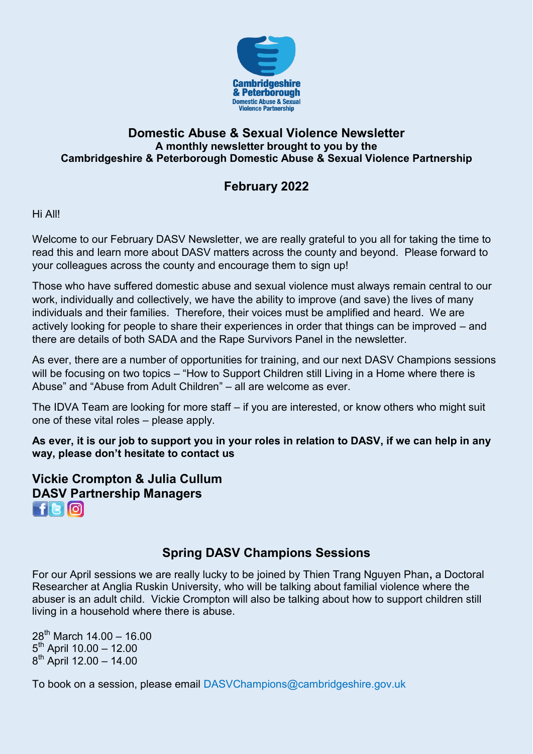Cambridgeshire & Peterborough Domestic Abuse & Sexual Violence Partnership

# Domestic Abuse & Sexual Violence Newsletter

**A monthly newsletter brought to you by the Cambridgeshire & Peterborough Domestic Abuse & Sexual Violence Partnership**

## February 2022

Hi All!

Welcome to our February DASV Newsletter, we are really grateful to you all for taking the time to read this and learn more about DASV matters across the county and beyond. Please forward to your colleagues across the county and encourage them to sign up!

Those who have suffered domestic abuse and sexual violence must always remain central to our work, individually and collectively, we have the ability to improve (and save) the lives of many individuals and their families. Therefore, their voices must be amplified and heard. We are actively looking for people to share their experiences in order that things can be improved – and there are details of both SADA and the Rape Survivors Panel in the newsletter.

As ever, there are a number of opportunities for training, and our next DASV Champions sessions will be focusing on two topics – "How to Support Children still Living in a Home where there is Abuse" and "Abuse from Adult Children" – all are welcome as ever.

The IDVA Team are looking for more staff – if you are interested, or know others who might suit one of these vital roles – please apply.

**As ever, it is our job to support you in your roles in relation to DASV, if we can help in any way, please don't hesitate to contact us**

**Vickie Crompton & Julia Cullum**
**DASV Partnership Managers**

## Spring DASV Champions Sessions

For our April sessions we are really lucky to be joined by Thien Trang Nguyen Phan, a Doctoral Researcher at Anglia Ruskin University, who will be talking about familial violence where the abuser is an adult child. Vickie Crompton will also be talking about how to support children still living in a household where there is abuse.

28th March 14.00 – 16.00
5th April 10.00 – 12.00
8th April 12.00 – 14.00

To book on a session, please email DASVChampions@cambridgeshire.gov.uk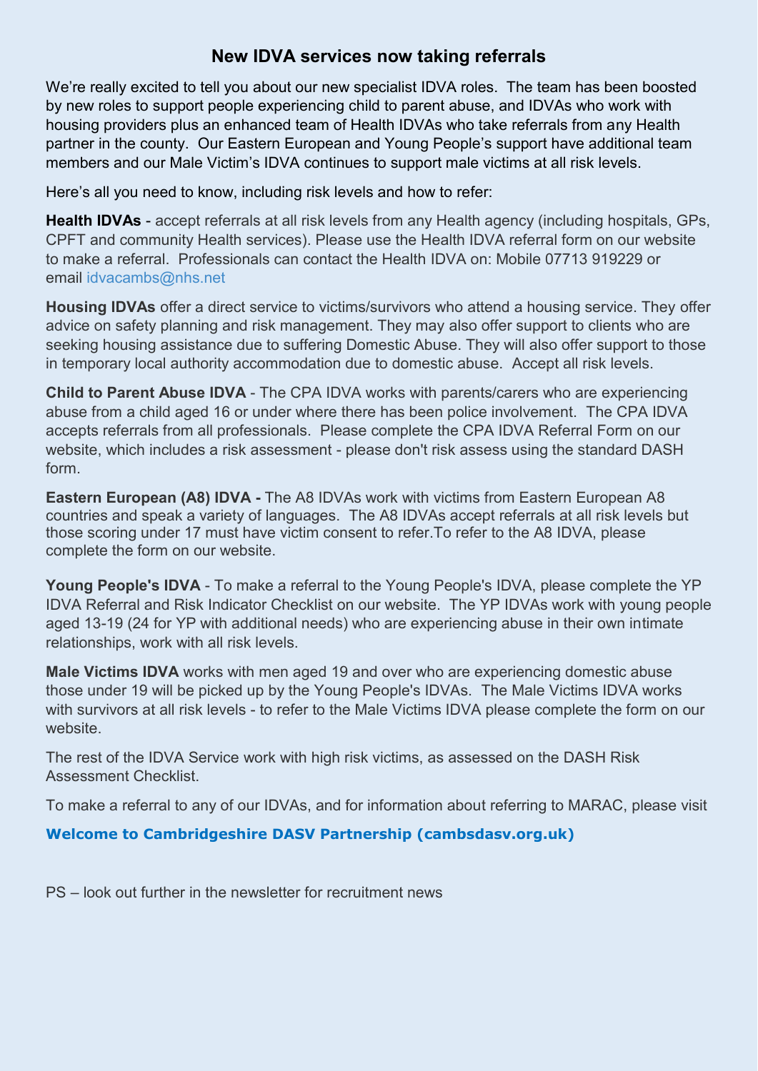## New IDVA services now taking referrals

We're really excited to tell you about our new specialist IDVA roles. The team has been boosted by new roles to support people experiencing child to parent abuse, and IDVAs who work with housing providers plus an enhanced team of Health IDVAs who take referrals from any Health partner in the county. Our Eastern European and Young People's support have additional team members and our Male Victim's IDVA continues to support male victims at all risk levels.

Here's all you need to know, including risk levels and how to refer:

**Health IDVAs** - accept referrals at all risk levels from any Health agency (including hospitals, GPs, CPFT and community Health services). Please use the Health IDVA referral form on our website to make a referral. Professionals can contact the Health IDVA on: Mobile 07713 919229 or email idvacambs@nhs.net

**Housing IDVAs** offer a direct service to victims/survivors who attend a housing service. They offer advice on safety planning and risk management. They may also offer support to clients who are seeking housing assistance due to suffering Domestic Abuse. They will also offer support to those in temporary local authority accommodation due to domestic abuse. Accept all risk levels.

**Child to Parent Abuse IDVA** - The CPA IDVA works with parents/carers who are experiencing abuse from a child aged 16 or under where there has been police involvement. The CPA IDVA accepts referrals from all professionals. Please complete the CPA IDVA Referral Form on our website, which includes a risk assessment - please don't risk assess using the standard DASH form.

**Eastern European (A8) IDVA -** The A8 IDVAs work with victims from Eastern European A8 countries and speak a variety of languages. The A8 IDVAs accept referrals at all risk levels but those scoring under 17 must have victim consent to refer.To refer to the A8 IDVA, please complete the form on our website.

**Young People's IDVA** - To make a referral to the Young People's IDVA, please complete the YP IDVA Referral and Risk Indicator Checklist on our website. The YP IDVAs work with young people aged 13-19 (24 for YP with additional needs) who are experiencing abuse in their own intimate relationships, work with all risk levels.

**Male Victims IDVA** works with men aged 19 and over who are experiencing domestic abuse those under 19 will be picked up by the Young People's IDVAs. The Male Victims IDVA works with survivors at all risk levels - to refer to the Male Victims IDVA please complete the form on our website.

The rest of the IDVA Service work with high risk victims, as assessed on the DASH Risk Assessment Checklist.

To make a referral to any of our IDVAs, and for information about referring to MARAC, please visit

**Welcome to Cambridgeshire DASV Partnership (cambsdasv.org.uk)**

PS – look out further in the newsletter for recruitment news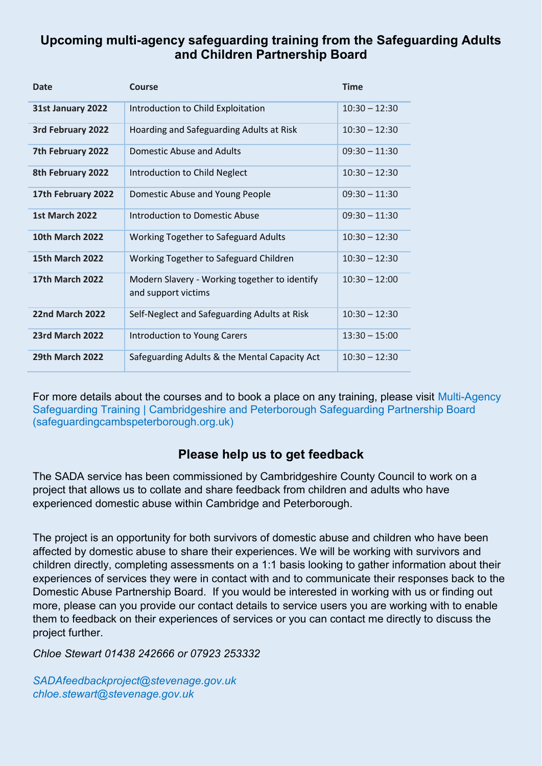## Upcoming multi-agency safeguarding training from the Safeguarding Adults and Children Partnership Board

| Date | Course | Time |
|---|---|---|
| **31st January 2022** | Introduction to Child Exploitation | 10:30 – 12:30 |
| **3rd February 2022** | Hoarding and Safeguarding Adults at Risk | 10:30 – 12:30 |
| **7th February 2022** | Domestic Abuse and Adults | 09:30 – 11:30 |
| **8th February 2022** | Introduction to Child Neglect | 10:30 – 12:30 |
| **17th February 2022** | Domestic Abuse and Young People | 09:30 – 11:30 |
| **1st March 2022** | Introduction to Domestic Abuse | 09:30 – 11:30 |
| **10th March 2022** | Working Together to Safeguard Adults | 10:30 – 12:30 |
| **15th March 2022** | Working Together to Safeguard Children | 10:30 – 12:30 |
| **17th March 2022** | Modern Slavery - Working together to identify and support victims | 10:30 – 12:00 |
| **22nd March 2022** | Self-Neglect and Safeguarding Adults at Risk | 10:30 – 12:30 |
| **23rd March 2022** | Introduction to Young Carers | 13:30 – 15:00 |
| **29th March 2022** | Safeguarding Adults & the Mental Capacity Act | 10:30 – 12:30 |

For more details about the courses and to book a place on any training, please visit Multi-Agency Safeguarding Training | Cambridgeshire and Peterborough Safeguarding Partnership Board (safeguardingcambspeterborough.org.uk)

## Please help us to get feedback

The SADA service has been commissioned by Cambridgeshire County Council to work on a project that allows us to collate and share feedback from children and adults who have experienced domestic abuse within Cambridge and Peterborough.

The project is an opportunity for both survivors of domestic abuse and children who have been affected by domestic abuse to share their experiences. We will be working with survivors and children directly, completing assessments on a 1:1 basis looking to gather information about their experiences of services they were in contact with and to communicate their responses back to the Domestic Abuse Partnership Board. If you would be interested in working with us or finding out more, please can you provide our contact details to service users you are working with to enable them to feedback on their experiences of services or you can contact me directly to discuss the project further.

*Chloe Stewart 01438 242666 or 07923 253332*

*SADAfeedbackproject@stevenage.gov.uk*
*chloe.stewart@stevenage.gov.uk*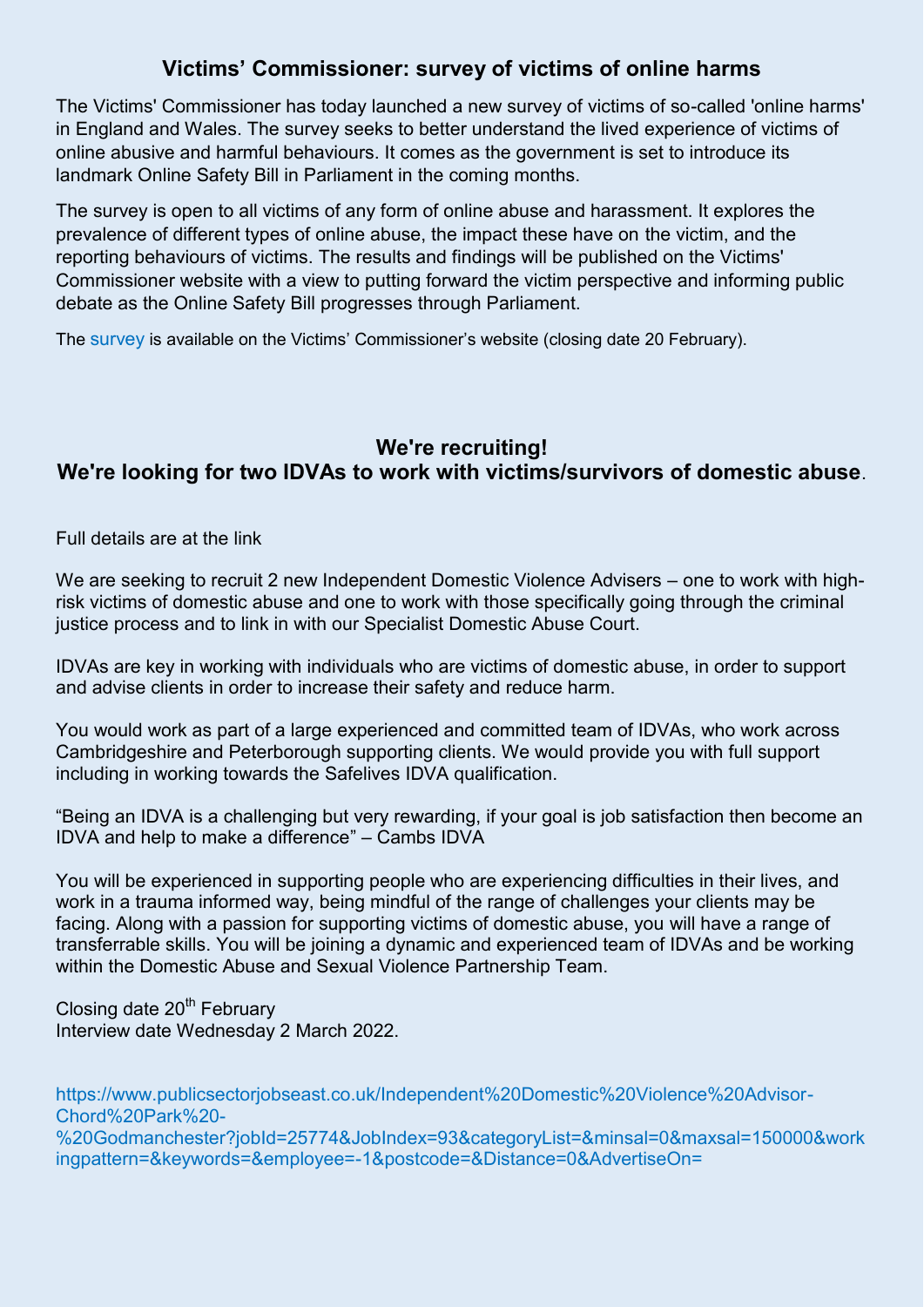## Victims' Commissioner: survey of victims of online harms

The Victims' Commissioner has today launched a new survey of victims of so-called 'online harms' in England and Wales. The survey seeks to better understand the lived experience of victims of online abusive and harmful behaviours. It comes as the government is set to introduce its landmark Online Safety Bill in Parliament in the coming months.

The survey is open to all victims of any form of online abuse and harassment. It explores the prevalence of different types of online abuse, the impact these have on the victim, and the reporting behaviours of victims. The results and findings will be published on the Victims' Commissioner website with a view to putting forward the victim perspective and informing public debate as the Online Safety Bill progresses through Parliament.

The survey is available on the Victims' Commissioner's website (closing date 20 February).

## We're recruiting!
## We're looking for two IDVAs to work with victims/survivors of domestic abuse.

Full details are at the link

We are seeking to recruit 2 new Independent Domestic Violence Advisers – one to work with high-risk victims of domestic abuse and one to work with those specifically going through the criminal justice process and to link in with our Specialist Domestic Abuse Court.

IDVAs are key in working with individuals who are victims of domestic abuse, in order to support and advise clients in order to increase their safety and reduce harm.

You would work as part of a large experienced and committed team of IDVAs, who work across Cambridgeshire and Peterborough supporting clients. We would provide you with full support including in working towards the Safelives IDVA qualification.

"Being an IDVA is a challenging but very rewarding, if your goal is job satisfaction then become an IDVA and help to make a difference" – Cambs IDVA

You will be experienced in supporting people who are experiencing difficulties in their lives, and work in a trauma informed way, being mindful of the range of challenges your clients may be facing. Along with a passion for supporting victims of domestic abuse, you will have a range of transferrable skills. You will be joining a dynamic and experienced team of IDVAs and be working within the Domestic Abuse and Sexual Violence Partnership Team.

Closing date 20th February
Interview date Wednesday 2 March 2022.

https://www.publicsectorjobseast.co.uk/Independent%20Domestic%20Violence%20Advisor-Chord%20Park%20-%20Godmanchester?jobId=25774&JobIndex=93&categoryList=&minsal=0&maxsal=150000&workingpattern=&keywords=&employee=-1&postcode=&Distance=0&AdvertiseOn=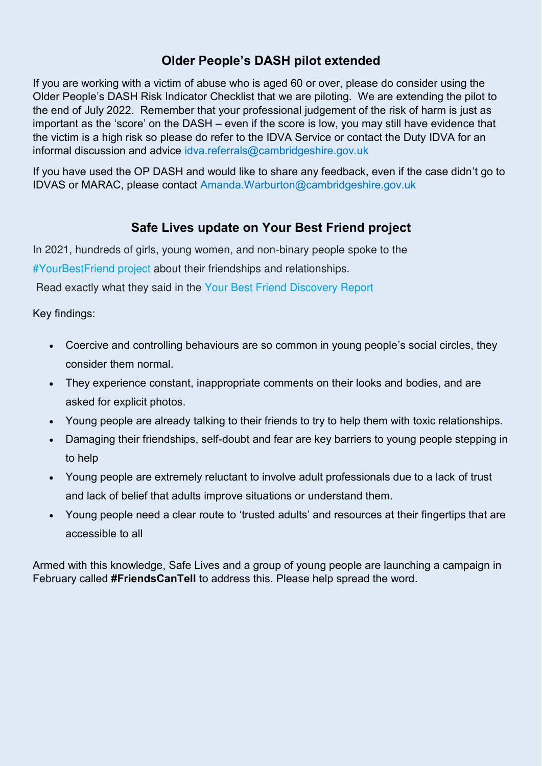## Older People's DASH pilot extended

If you are working with a victim of abuse who is aged 60 or over, please do consider using the Older People's DASH Risk Indicator Checklist that we are piloting. We are extending the pilot to the end of July 2022. Remember that your professional judgement of the risk of harm is just as important as the 'score' on the DASH – even if the score is low, you may still have evidence that the victim is a high risk so please do refer to the IDVA Service or contact the Duty IDVA for an informal discussion and advice idva.referrals@cambridgeshire.gov.uk

If you have used the OP DASH and would like to share any feedback, even if the case didn't go to IDVAS or MARAC, please contact Amanda.Warburton@cambridgeshire.gov.uk

## Safe Lives update on Your Best Friend project

In 2021, hundreds of girls, young women, and non-binary people spoke to the #YourBestFriend project about their friendships and relationships.

Read exactly what they said in the Your Best Friend Discovery Report

Key findings:

- Coercive and controlling behaviours are so common in young people's social circles, they consider them normal.
- They experience constant, inappropriate comments on their looks and bodies, and are asked for explicit photos.
- Young people are already talking to their friends to try to help them with toxic relationships.
- Damaging their friendships, self-doubt and fear are key barriers to young people stepping in to help
- Young people are extremely reluctant to involve adult professionals due to a lack of trust and lack of belief that adults improve situations or understand them.
- Young people need a clear route to 'trusted adults' and resources at their fingertips that are accessible to all

Armed with this knowledge, Safe Lives and a group of young people are launching a campaign in February called **#FriendsCanTell** to address this. Please help spread the word.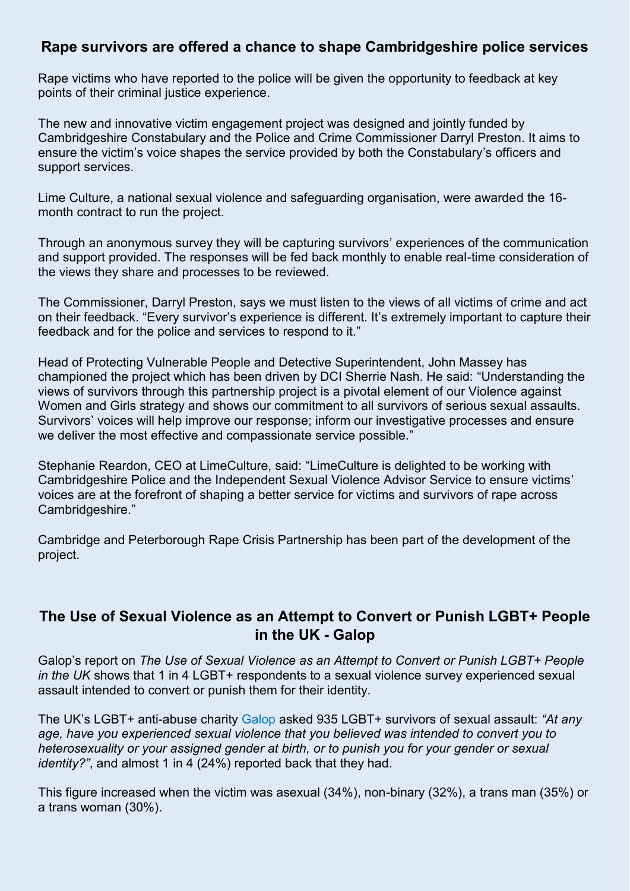## Rape survivors are offered a chance to shape Cambridgeshire police services

Rape victims who have reported to the police will be given the opportunity to feedback at key points of their criminal justice experience.

The new and innovative victim engagement project was designed and jointly funded by Cambridgeshire Constabulary and the Police and Crime Commissioner Darryl Preston. It aims to ensure the victim's voice shapes the service provided by both the Constabulary's officers and support services.

Lime Culture, a national sexual violence and safeguarding organisation, were awarded the 16-month contract to run the project.

Through an anonymous survey they will be capturing survivors' experiences of the communication and support provided. The responses will be fed back monthly to enable real-time consideration of the views they share and processes to be reviewed.

The Commissioner, Darryl Preston, says we must listen to the views of all victims of crime and act on their feedback. "Every survivor's experience is different. It's extremely important to capture their feedback and for the police and services to respond to it."

Head of Protecting Vulnerable People and Detective Superintendent, John Massey has championed the project which has been driven by DCI Sherrie Nash. He said: "Understanding the views of survivors through this partnership project is a pivotal element of our Violence against Women and Girls strategy and shows our commitment to all survivors of serious sexual assaults. Survivors' voices will help improve our response; inform our investigative processes and ensure we deliver the most effective and compassionate service possible."

Stephanie Reardon, CEO at LimeCulture, said: "LimeCulture is delighted to be working with Cambridgeshire Police and the Independent Sexual Violence Advisor Service to ensure victims' voices are at the forefront of shaping a better service for victims and survivors of rape across Cambridgeshire."

Cambridge and Peterborough Rape Crisis Partnership has been part of the development of the project.

## The Use of Sexual Violence as an Attempt to Convert or Punish LGBT+ People in the UK - Galop

Galop's report on *The Use of Sexual Violence as an Attempt to Convert or Punish LGBT+ People in the UK* shows that 1 in 4 LGBT+ respondents to a sexual violence survey experienced sexual assault intended to convert or punish them for their identity.

The UK's LGBT+ anti-abuse charity Galop asked 935 LGBT+ survivors of sexual assault: *"At any age, have you experienced sexual violence that you believed was intended to convert you to heterosexuality or your assigned gender at birth, or to punish you for your gender or sexual identity?"*, and almost 1 in 4 (24%) reported back that they had.

This figure increased when the victim was asexual (34%), non-binary (32%), a trans man (35%) or a trans woman (30%).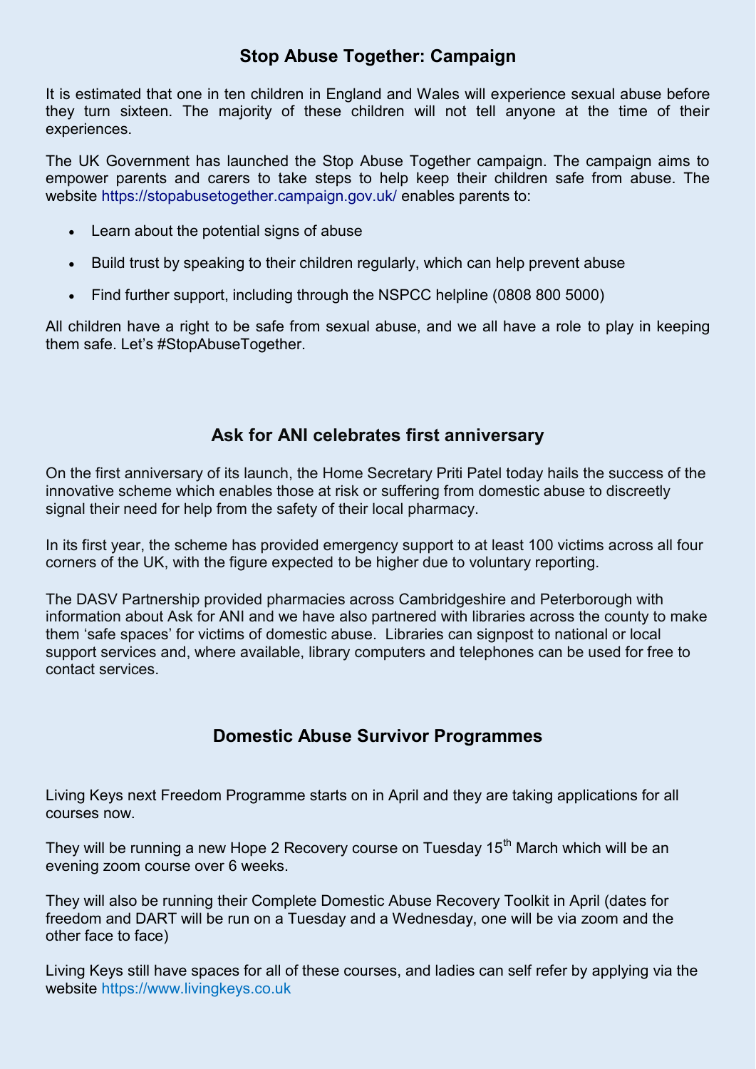## Stop Abuse Together: Campaign

It is estimated that one in ten children in England and Wales will experience sexual abuse before they turn sixteen. The majority of these children will not tell anyone at the time of their experiences.

The UK Government has launched the Stop Abuse Together campaign. The campaign aims to empower parents and carers to take steps to help keep their children safe from abuse. The website https://stopabusetogether.campaign.gov.uk/ enables parents to:

- Learn about the potential signs of abuse
- Build trust by speaking to their children regularly, which can help prevent abuse
- Find further support, including through the NSPCC helpline (0808 800 5000)

All children have a right to be safe from sexual abuse, and we all have a role to play in keeping them safe. Let's #StopAbuseTogether.

## Ask for ANI celebrates first anniversary

On the first anniversary of its launch, the Home Secretary Priti Patel today hails the success of the innovative scheme which enables those at risk or suffering from domestic abuse to discreetly signal their need for help from the safety of their local pharmacy.

In its first year, the scheme has provided emergency support to at least 100 victims across all four corners of the UK, with the figure expected to be higher due to voluntary reporting.

The DASV Partnership provided pharmacies across Cambridgeshire and Peterborough with information about Ask for ANI and we have also partnered with libraries across the county to make them 'safe spaces' for victims of domestic abuse. Libraries can signpost to national or local support services and, where available, library computers and telephones can be used for free to contact services.

## Domestic Abuse Survivor Programmes

Living Keys next Freedom Programme starts on in April and they are taking applications for all courses now.

They will be running a new Hope 2 Recovery course on Tuesday 15th March which will be an evening zoom course over 6 weeks.

They will also be running their Complete Domestic Abuse Recovery Toolkit in April (dates for freedom and DART will be run on a Tuesday and a Wednesday, one will be via zoom and the other face to face)

Living Keys still have spaces for all of these courses, and ladies can self refer by applying via the website https://www.livingkeys.co.uk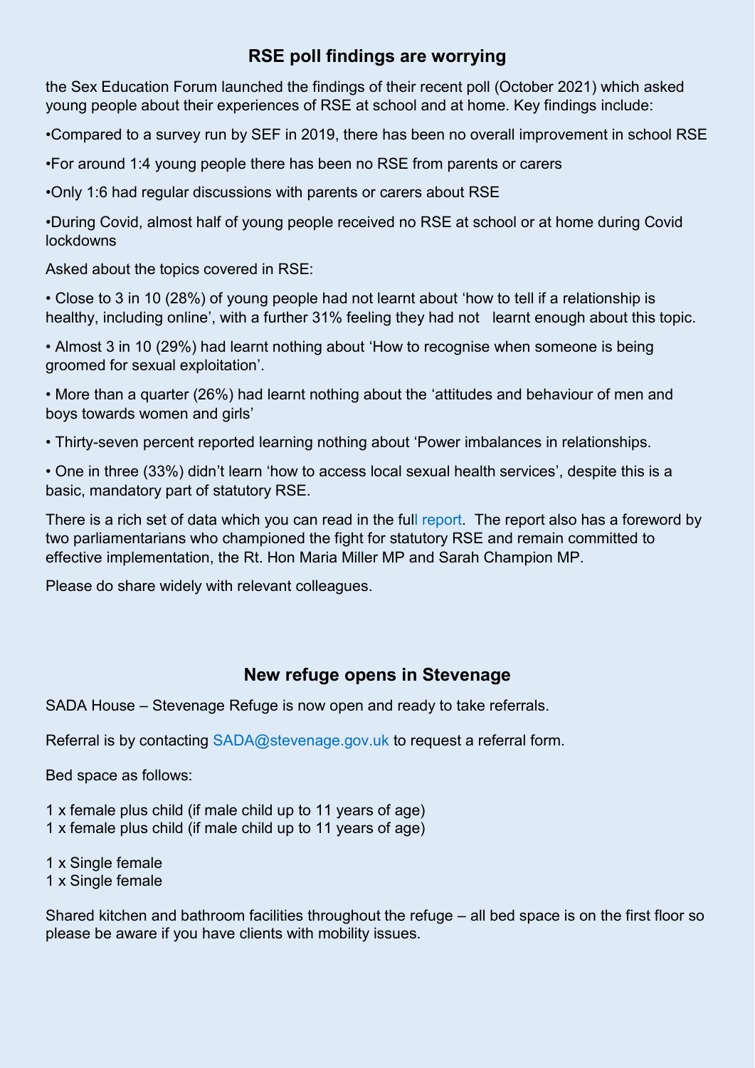## RSE poll findings are worrying

the Sex Education Forum launched the findings of their recent poll (October 2021) which asked young people about their experiences of RSE at school and at home. Key findings include:

•Compared to a survey run by SEF in 2019, there has been no overall improvement in school RSE

•For around 1:4 young people there has been no RSE from parents or carers

•Only 1:6 had regular discussions with parents or carers about RSE

•During Covid, almost half of young people received no RSE at school or at home during Covid lockdowns

Asked about the topics covered in RSE:

• Close to 3 in 10 (28%) of young people had not learnt about 'how to tell if a relationship is healthy, including online', with a further 31% feeling they had not learnt enough about this topic.

• Almost 3 in 10 (29%) had learnt nothing about 'How to recognise when someone is being groomed for sexual exploitation'.

• More than a quarter (26%) had learnt nothing about the 'attitudes and behaviour of men and boys towards women and girls'

• Thirty-seven percent reported learning nothing about 'Power imbalances in relationships.

• One in three (33%) didn't learn 'how to access local sexual health services', despite this is a basic, mandatory part of statutory RSE.

There is a rich set of data which you can read in the full report. The report also has a foreword by two parliamentarians who championed the fight for statutory RSE and remain committed to effective implementation, the Rt. Hon Maria Miller MP and Sarah Champion MP.

Please do share widely with relevant colleagues.

## New refuge opens in Stevenage

SADA House – Stevenage Refuge is now open and ready to take referrals.

Referral is by contacting SADA@stevenage.gov.uk to request a referral form.

Bed space as follows:

1 x female plus child (if male child up to 11 years of age)
1 x female plus child (if male child up to 11 years of age)

1 x Single female
1 x Single female

Shared kitchen and bathroom facilities throughout the refuge – all bed space is on the first floor so please be aware if you have clients with mobility issues.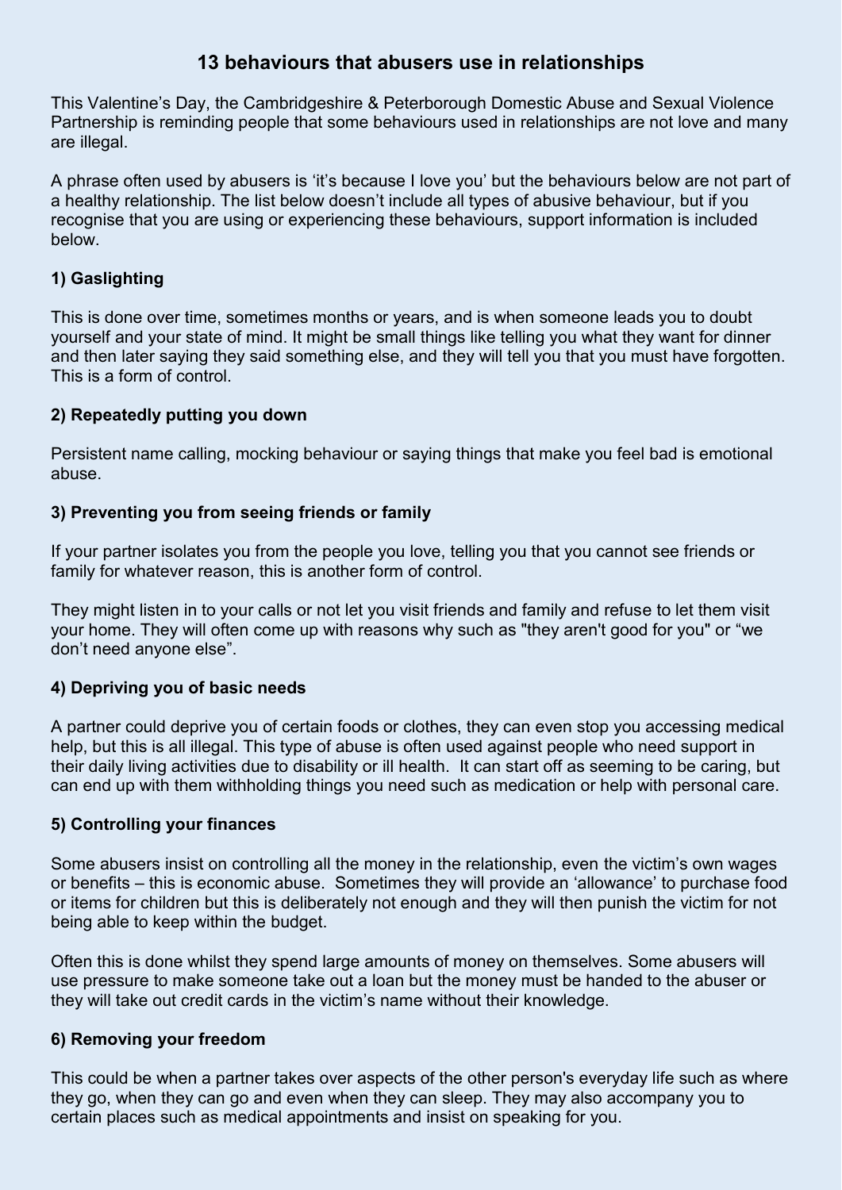# 13 behaviours that abusers use in relationships

This Valentine's Day, the Cambridgeshire & Peterborough Domestic Abuse and Sexual Violence Partnership is reminding people that some behaviours used in relationships are not love and many are illegal.

A phrase often used by abusers is 'it's because I love you' but the behaviours below are not part of a healthy relationship. The list below doesn't include all types of abusive behaviour, but if you recognise that you are using or experiencing these behaviours, support information is included below.

### 1) Gaslighting

This is done over time, sometimes months or years, and is when someone leads you to doubt yourself and your state of mind. It might be small things like telling you what they want for dinner and then later saying they said something else, and they will tell you that you must have forgotten. This is a form of control.

### 2) Repeatedly putting you down

Persistent name calling, mocking behaviour or saying things that make you feel bad is emotional abuse.

### 3) Preventing you from seeing friends or family

If your partner isolates you from the people you love, telling you that you cannot see friends or family for whatever reason, this is another form of control.

They might listen in to your calls or not let you visit friends and family and refuse to let them visit your home. They will often come up with reasons why such as "they aren't good for you" or "we don't need anyone else".

### 4) Depriving you of basic needs

A partner could deprive you of certain foods or clothes, they can even stop you accessing medical help, but this is all illegal. This type of abuse is often used against people who need support in their daily living activities due to disability or ill health. It can start off as seeming to be caring, but can end up with them withholding things you need such as medication or help with personal care.

### 5) Controlling your finances

Some abusers insist on controlling all the money in the relationship, even the victim's own wages or benefits – this is economic abuse. Sometimes they will provide an 'allowance' to purchase food or items for children but this is deliberately not enough and they will then punish the victim for not being able to keep within the budget.

Often this is done whilst they spend large amounts of money on themselves. Some abusers will use pressure to make someone take out a loan but the money must be handed to the abuser or they will take out credit cards in the victim's name without their knowledge.

### 6) Removing your freedom

This could be when a partner takes over aspects of the other person's everyday life such as where they go, when they can go and even when they can sleep. They may also accompany you to certain places such as medical appointments and insist on speaking for you.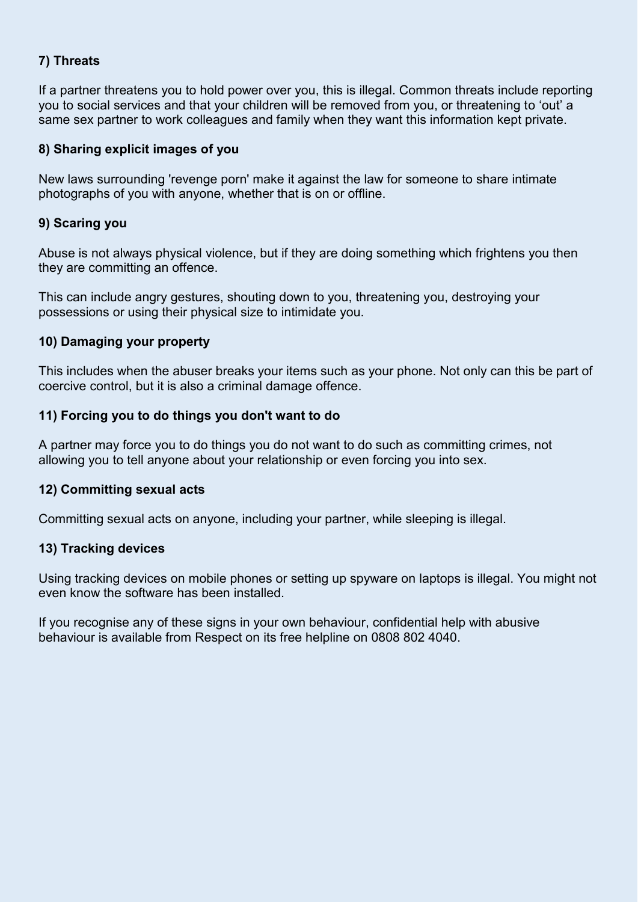**7) Threats**

If a partner threatens you to hold power over you, this is illegal. Common threats include reporting you to social services and that your children will be removed from you, or threatening to 'out' a same sex partner to work colleagues and family when they want this information kept private.

**8) Sharing explicit images of you**

New laws surrounding 'revenge porn' make it against the law for someone to share intimate photographs of you with anyone, whether that is on or offline.

**9) Scaring you**

Abuse is not always physical violence, but if they are doing something which frightens you then they are committing an offence.

This can include angry gestures, shouting down to you, threatening you, destroying your possessions or using their physical size to intimidate you.

**10) Damaging your property**

This includes when the abuser breaks your items such as your phone. Not only can this be part of coercive control, but it is also a criminal damage offence.

**11) Forcing you to do things you don't want to do**

A partner may force you to do things you do not want to do such as committing crimes, not allowing you to tell anyone about your relationship or even forcing you into sex.

**12) Committing sexual acts**

Committing sexual acts on anyone, including your partner, while sleeping is illegal.

**13) Tracking devices**

Using tracking devices on mobile phones or setting up spyware on laptops is illegal. You might not even know the software has been installed.

If you recognise any of these signs in your own behaviour, confidential help with abusive behaviour is available from Respect on its free helpline on 0808 802 4040.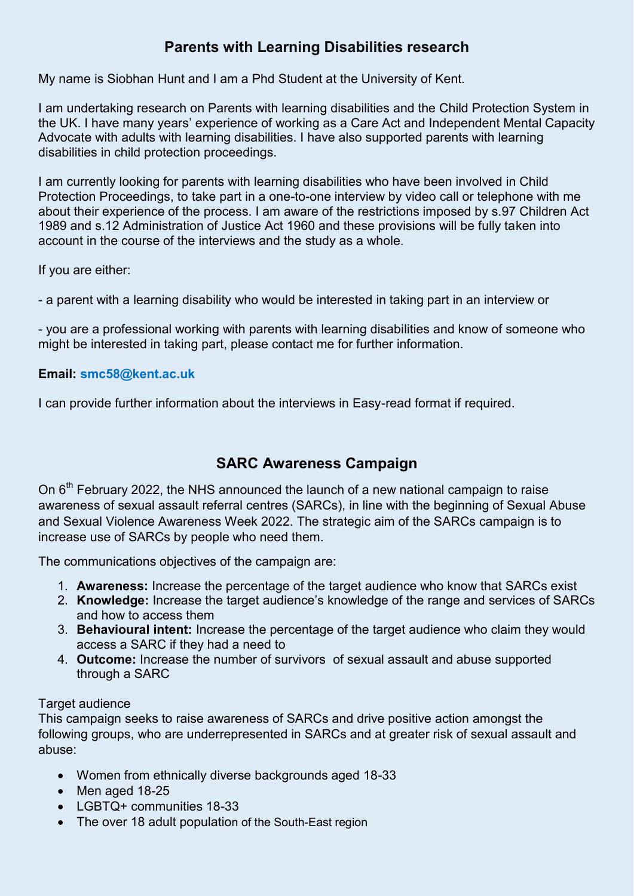## Parents with Learning Disabilities research

My name is Siobhan Hunt and I am a Phd Student at the University of Kent.

I am undertaking research on Parents with learning disabilities and the Child Protection System in the UK. I have many years' experience of working as a Care Act and Independent Mental Capacity Advocate with adults with learning disabilities. I have also supported parents with learning disabilities in child protection proceedings.

I am currently looking for parents with learning disabilities who have been involved in Child Protection Proceedings, to take part in a one-to-one interview by video call or telephone with me about their experience of the process. I am aware of the restrictions imposed by s.97 Children Act 1989 and s.12 Administration of Justice Act 1960 and these provisions will be fully taken into account in the course of the interviews and the study as a whole.

If you are either:

- a parent with a learning disability who would be interested in taking part in an interview or

- you are a professional working with parents with learning disabilities and know of someone who might be interested in taking part, please contact me for further information.

**Email: smc58@kent.ac.uk**

I can provide further information about the interviews in Easy-read format if required.

## SARC Awareness Campaign

On 6th February 2022, the NHS announced the launch of a new national campaign to raise awareness of sexual assault referral centres (SARCs), in line with the beginning of Sexual Abuse and Sexual Violence Awareness Week 2022. The strategic aim of the SARCs campaign is to increase use of SARCs by people who need them.

The communications objectives of the campaign are:

1. **Awareness:** Increase the percentage of the target audience who know that SARCs exist
2. **Knowledge:** Increase the target audience's knowledge of the range and services of SARCs and how to access them
3. **Behavioural intent:** Increase the percentage of the target audience who claim they would access a SARC if they had a need to
4. **Outcome:** Increase the number of survivors of sexual assault and abuse supported through a SARC

Target audience

This campaign seeks to raise awareness of SARCs and drive positive action amongst the following groups, who are underrepresented in SARCs and at greater risk of sexual assault and abuse:

- Women from ethnically diverse backgrounds aged 18-33
- Men aged 18-25
- LGBTQ+ communities 18-33
- The over 18 adult population of the South-East region